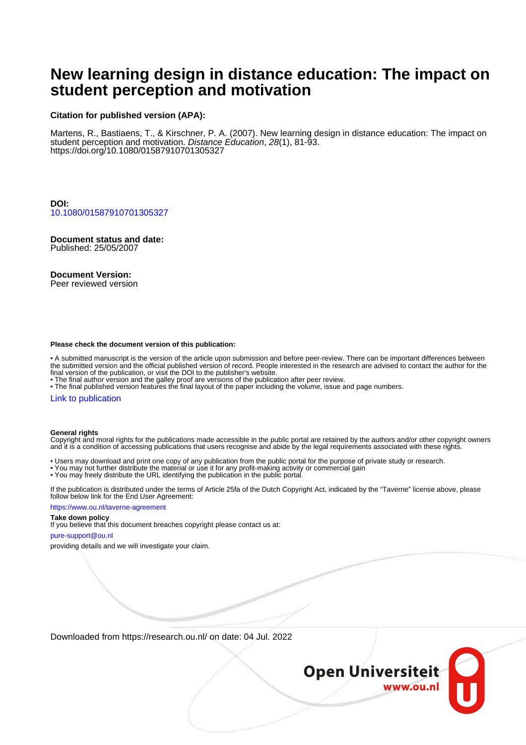# New learning design in distance education: The impact on student perception and motivation

**Citation for published version (APA):**

Martens, R., Bastiaens, T., & Kirschner, P. A. (2007). New learning design in distance education: The impact on student perception and motivation. *Distance Education*, *28*(1), 81-93. https://doi.org/10.1080/01587910701305327

**DOI:**
10.1080/01587910701305327

**Document status and date:**
Published: 25/05/2007

**Document Version:**
Peer reviewed version

**Please check the document version of this publication:**

• A submitted manuscript is the version of the article upon submission and before peer-review. There can be important differences between the submitted version and the official published version of record. People interested in the research are advised to contact the author for the final version of the publication, or visit the DOI to the publisher's website.
• The final author version and the galley proof are versions of the publication after peer review.
• The final published version features the final layout of the paper including the volume, issue and page numbers.

Link to publication

**General rights**
Copyright and moral rights for the publications made accessible in the public portal are retained by the authors and/or other copyright owners and it is a condition of accessing publications that users recognise and abide by the legal requirements associated with these rights.

• Users may download and print one copy of any publication from the public portal for the purpose of private study or research.
• You may not further distribute the material or use it for any profit-making activity or commercial gain
• You may freely distribute the URL identifying the publication in the public portal.

If the publication is distributed under the terms of Article 25fa of the Dutch Copyright Act, indicated by the "Taverne" license above, please follow below link for the End User Agreement:

https://www.ou.nl/taverne-agreement

**Take down policy**
If you believe that this document breaches copyright please contact us at:

pure-support@ou.nl

providing details and we will investigate your claim.

Downloaded from https://research.ou.nl/ on date: 04 Jul. 2022

Open Universiteit
www.ou.nl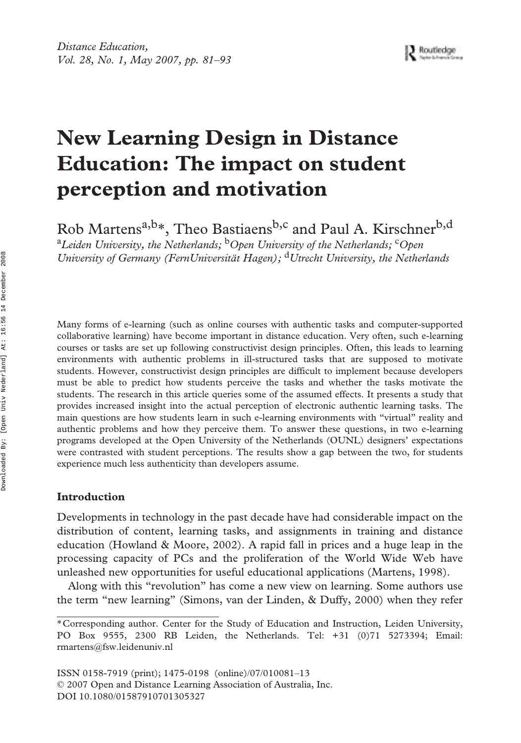# New Learning Design in Distance Education: The impact on student perception and motivation

Rob Martens[a,b]*, Theo Bastiaens[b,c] and Paul A. Kirschner[b,d]

[a]*Leiden University, the Netherlands;* [b]*Open University of the Netherlands;* [c]*Open University of Germany (FernUniversität Hagen);* [d]*Utrecht University, the Netherlands*

Many forms of e-learning (such as online courses with authentic tasks and computer-supported collaborative learning) have become important in distance education. Very often, such e-learning courses or tasks are set up following constructivist design principles. Often, this leads to learning environments with authentic problems in ill-structured tasks that are supposed to motivate students. However, constructivist design principles are difficult to implement because developers must be able to predict how students perceive the tasks and whether the tasks motivate the students. The research in this article queries some of the assumed effects. It presents a study that provides increased insight into the actual perception of electronic authentic learning tasks. The main questions are how students learn in such e-learning environments with "virtual" reality and authentic problems and how they perceive them. To answer these questions, in two e-learning programs developed at the Open University of the Netherlands (OUNL) designers' expectations were contrasted with student perceptions. The results show a gap between the two, for students experience much less authenticity than developers assume.

## Introduction

Developments in technology in the past decade have had considerable impact on the distribution of content, learning tasks, and assignments in training and distance education (Howland & Moore, 2002). A rapid fall in prices and a huge leap in the processing capacity of PCs and the proliferation of the World Wide Web have unleashed new opportunities for useful educational applications (Martens, 1998).

Along with this "revolution" has come a new view on learning. Some authors use the term "new learning" (Simons, van der Linden, & Duffy, 2000) when they refer

*Corresponding author. Center for the Study of Education and Instruction, Leiden University, PO Box 9555, 2300 RB Leiden, the Netherlands. Tel: +31 (0)71 5273394; Email: rmartens@fsw.leidenuniv.nl

ISSN 0158-7919 (print); 1475-0198 (online)/07/010081–13
© 2007 Open and Distance Learning Association of Australia, Inc.
DOI 10.1080/01587910701305327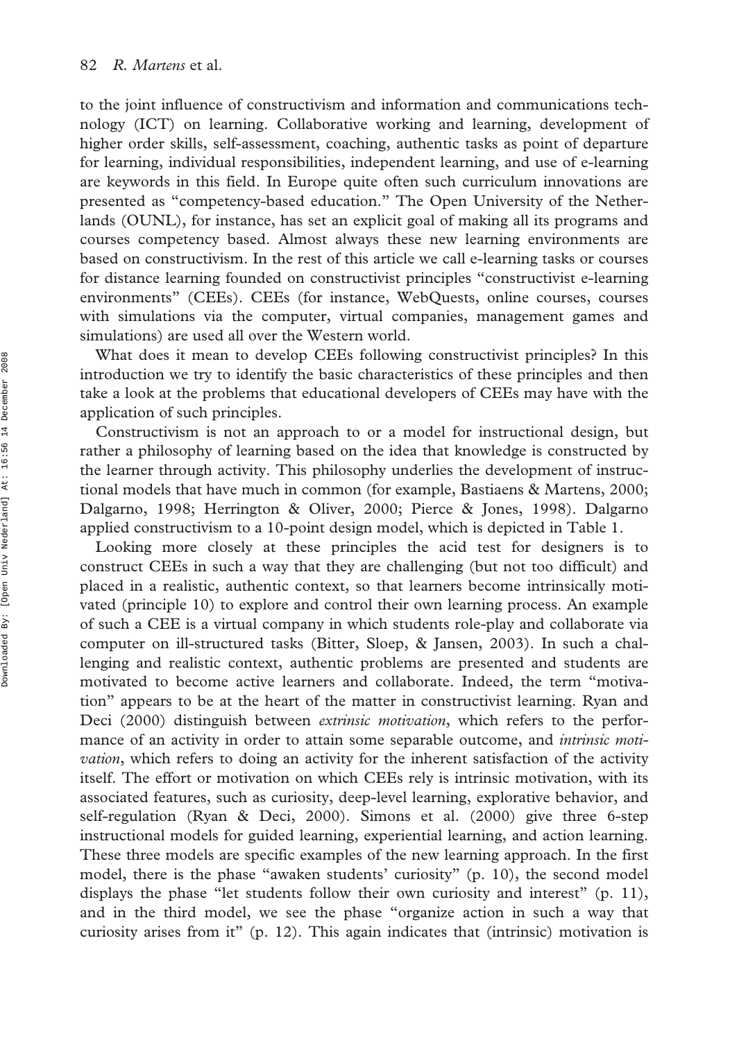to the joint influence of constructivism and information and communications technology (ICT) on learning. Collaborative working and learning, development of higher order skills, self-assessment, coaching, authentic tasks as point of departure for learning, individual responsibilities, independent learning, and use of e-learning are keywords in this field. In Europe quite often such curriculum innovations are presented as "competency-based education." The Open University of the Netherlands (OUNL), for instance, has set an explicit goal of making all its programs and courses competency based. Almost always these new learning environments are based on constructivism. In the rest of this article we call e-learning tasks or courses for distance learning founded on constructivist principles "constructivist e-learning environments" (CEEs). CEEs (for instance, WebQuests, online courses, courses with simulations via the computer, virtual companies, management games and simulations) are used all over the Western world.

What does it mean to develop CEEs following constructivist principles? In this introduction we try to identify the basic characteristics of these principles and then take a look at the problems that educational developers of CEEs may have with the application of such principles.

Constructivism is not an approach to or a model for instructional design, but rather a philosophy of learning based on the idea that knowledge is constructed by the learner through activity. This philosophy underlies the development of instructional models that have much in common (for example, Bastiaens & Martens, 2000; Dalgarno, 1998; Herrington & Oliver, 2000; Pierce & Jones, 1998). Dalgarno applied constructivism to a 10-point design model, which is depicted in Table 1.

Looking more closely at these principles the acid test for designers is to construct CEEs in such a way that they are challenging (but not too difficult) and placed in a realistic, authentic context, so that learners become intrinsically motivated (principle 10) to explore and control their own learning process. An example of such a CEE is a virtual company in which students role-play and collaborate via computer on ill-structured tasks (Bitter, Sloep, & Jansen, 2003). In such a challenging and realistic context, authentic problems are presented and students are motivated to become active learners and collaborate. Indeed, the term "motivation" appears to be at the heart of the matter in constructivist learning. Ryan and Deci (2000) distinguish between *extrinsic motivation*, which refers to the performance of an activity in order to attain some separable outcome, and *intrinsic motivation*, which refers to doing an activity for the inherent satisfaction of the activity itself. The effort or motivation on which CEEs rely is intrinsic motivation, with its associated features, such as curiosity, deep-level learning, explorative behavior, and self-regulation (Ryan & Deci, 2000). Simons et al. (2000) give three 6-step instructional models for guided learning, experiential learning, and action learning. These three models are specific examples of the new learning approach. In the first model, there is the phase "awaken students' curiosity" (p. 10), the second model displays the phase "let students follow their own curiosity and interest" (p. 11), and in the third model, we see the phase "organize action in such a way that curiosity arises from it" (p. 12). This again indicates that (intrinsic) motivation is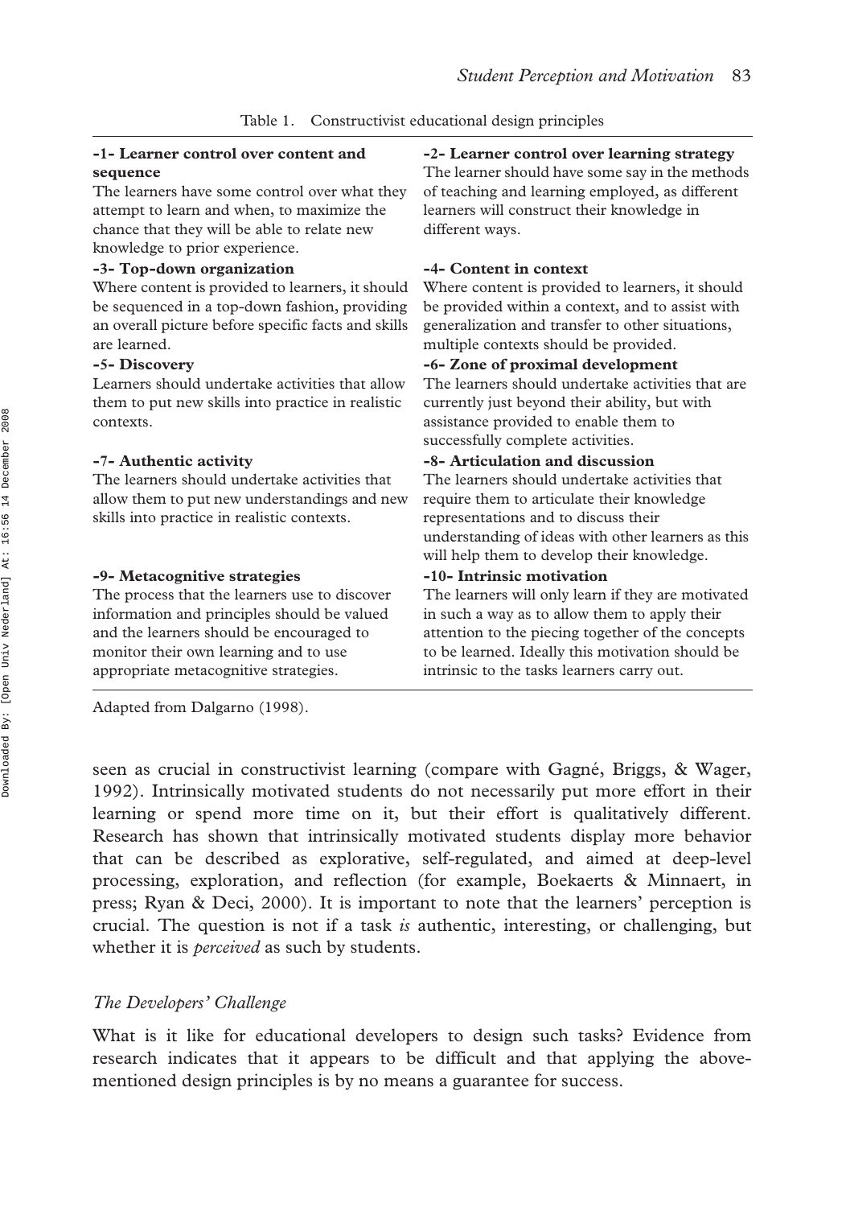Table 1. Constructivist educational design principles

| | |
|---|---|
| **-1- Learner control over content and sequence**<br>The learners have some control over what they attempt to learn and when, to maximize the chance that they will be able to relate new knowledge to prior experience. | **-2- Learner control over learning strategy**<br>The learner should have some say in the methods of teaching and learning employed, as different learners will construct their knowledge in different ways. |
| **-3- Top-down organization**<br>Where content is provided to learners, it should be sequenced in a top-down fashion, providing an overall picture before specific facts and skills are learned. | **-4- Content in context**<br>Where content is provided to learners, it should be provided within a context, and to assist with generalization and transfer to other situations, multiple contexts should be provided. |
| **-5- Discovery**<br>Learners should undertake activities that allow them to put new skills into practice in realistic contexts. | **-6- Zone of proximal development**<br>The learners should undertake activities that are currently just beyond their ability, but with assistance provided to enable them to successfully complete activities. |
| **-7- Authentic activity**<br>The learners should undertake activities that allow them to put new understandings and new skills into practice in realistic contexts. | **-8- Articulation and discussion**<br>The learners should undertake activities that require them to articulate their knowledge representations and to discuss their understanding of ideas with other learners as this will help them to develop their knowledge. |
| **-9- Metacognitive strategies**<br>The process that the learners use to discover information and principles should be valued and the learners should be encouraged to monitor their own learning and to use appropriate metacognitive strategies. | **-10- Intrinsic motivation**<br>The learners will only learn if they are motivated in such a way as to allow them to apply their attention to the piecing together of the concepts to be learned. Ideally this motivation should be intrinsic to the tasks learners carry out. |

Adapted from Dalgarno (1998).

seen as crucial in constructivist learning (compare with Gagné, Briggs, & Wager, 1992). Intrinsically motivated students do not necessarily put more effort in their learning or spend more time on it, but their effort is qualitatively different. Research has shown that intrinsically motivated students display more behavior that can be described as explorative, self-regulated, and aimed at deep-level processing, exploration, and reflection (for example, Boekaerts & Minnaert, in press; Ryan & Deci, 2000). It is important to note that the learners' perception is crucial. The question is not if a task *is* authentic, interesting, or challenging, but whether it is *perceived* as such by students.

### *The Developers' Challenge*

What is it like for educational developers to design such tasks? Evidence from research indicates that it appears to be difficult and that applying the above-mentioned design principles is by no means a guarantee for success.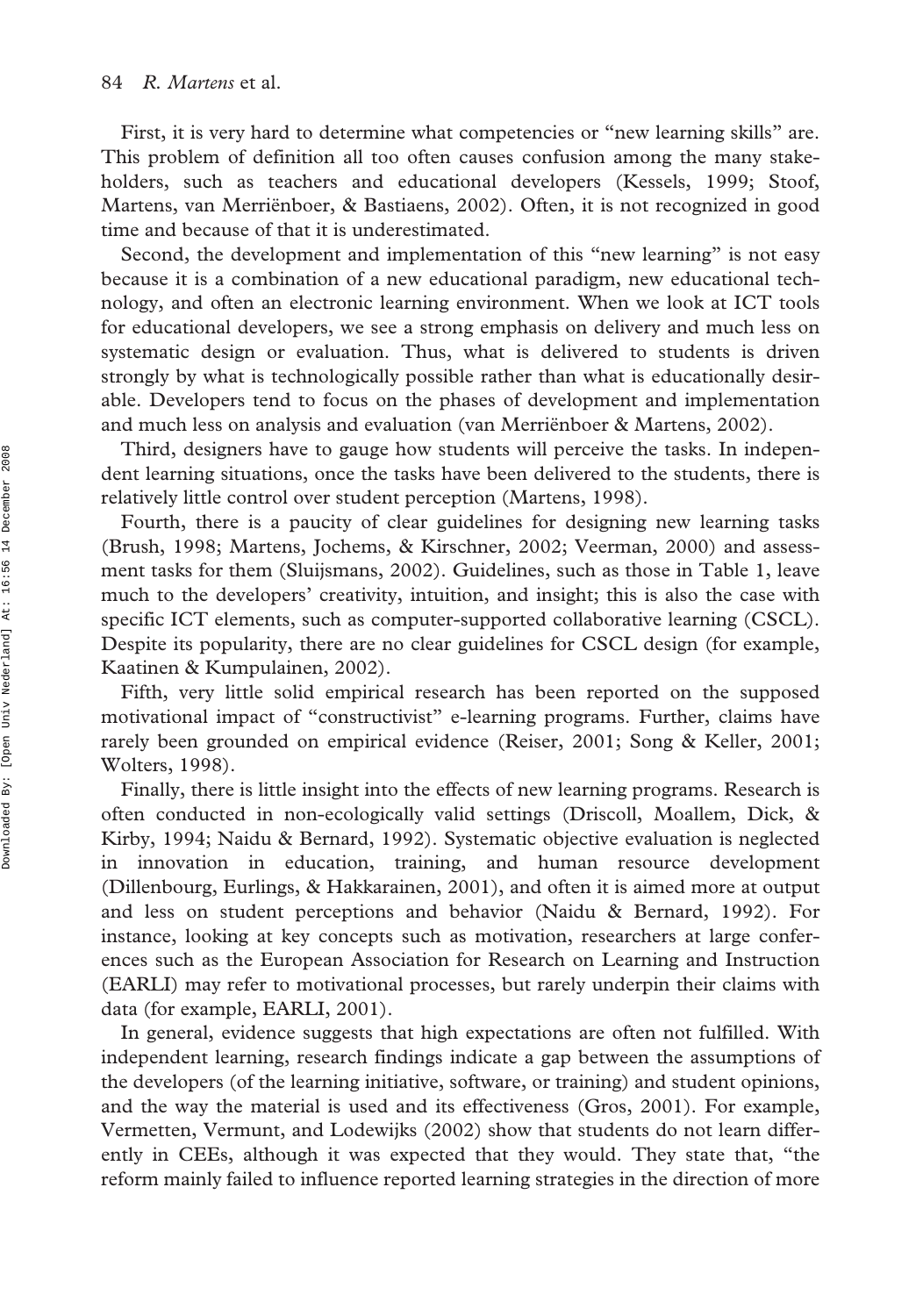First, it is very hard to determine what competencies or "new learning skills" are. This problem of definition all too often causes confusion among the many stakeholders, such as teachers and educational developers (Kessels, 1999; Stoof, Martens, van Merriënboer, & Bastiaens, 2002). Often, it is not recognized in good time and because of that it is underestimated.

Second, the development and implementation of this "new learning" is not easy because it is a combination of a new educational paradigm, new educational technology, and often an electronic learning environment. When we look at ICT tools for educational developers, we see a strong emphasis on delivery and much less on systematic design or evaluation. Thus, what is delivered to students is driven strongly by what is technologically possible rather than what is educationally desirable. Developers tend to focus on the phases of development and implementation and much less on analysis and evaluation (van Merriënboer & Martens, 2002).

Third, designers have to gauge how students will perceive the tasks. In independent learning situations, once the tasks have been delivered to the students, there is relatively little control over student perception (Martens, 1998).

Fourth, there is a paucity of clear guidelines for designing new learning tasks (Brush, 1998; Martens, Jochems, & Kirschner, 2002; Veerman, 2000) and assessment tasks for them (Sluijsmans, 2002). Guidelines, such as those in Table 1, leave much to the developers' creativity, intuition, and insight; this is also the case with specific ICT elements, such as computer-supported collaborative learning (CSCL). Despite its popularity, there are no clear guidelines for CSCL design (for example, Kaatinen & Kumpulainen, 2002).

Fifth, very little solid empirical research has been reported on the supposed motivational impact of "constructivist" e-learning programs. Further, claims have rarely been grounded on empirical evidence (Reiser, 2001; Song & Keller, 2001; Wolters, 1998).

Finally, there is little insight into the effects of new learning programs. Research is often conducted in non-ecologically valid settings (Driscoll, Moallem, Dick, & Kirby, 1994; Naidu & Bernard, 1992). Systematic objective evaluation is neglected in innovation in education, training, and human resource development (Dillenbourg, Eurlings, & Hakkarainen, 2001), and often it is aimed more at output and less on student perceptions and behavior (Naidu & Bernard, 1992). For instance, looking at key concepts such as motivation, researchers at large conferences such as the European Association for Research on Learning and Instruction (EARLI) may refer to motivational processes, but rarely underpin their claims with data (for example, EARLI, 2001).

In general, evidence suggests that high expectations are often not fulfilled. With independent learning, research findings indicate a gap between the assumptions of the developers (of the learning initiative, software, or training) and student opinions, and the way the material is used and its effectiveness (Gros, 2001). For example, Vermetten, Vermunt, and Lodewijks (2002) show that students do not learn differently in CEEs, although it was expected that they would. They state that, "the reform mainly failed to influence reported learning strategies in the direction of more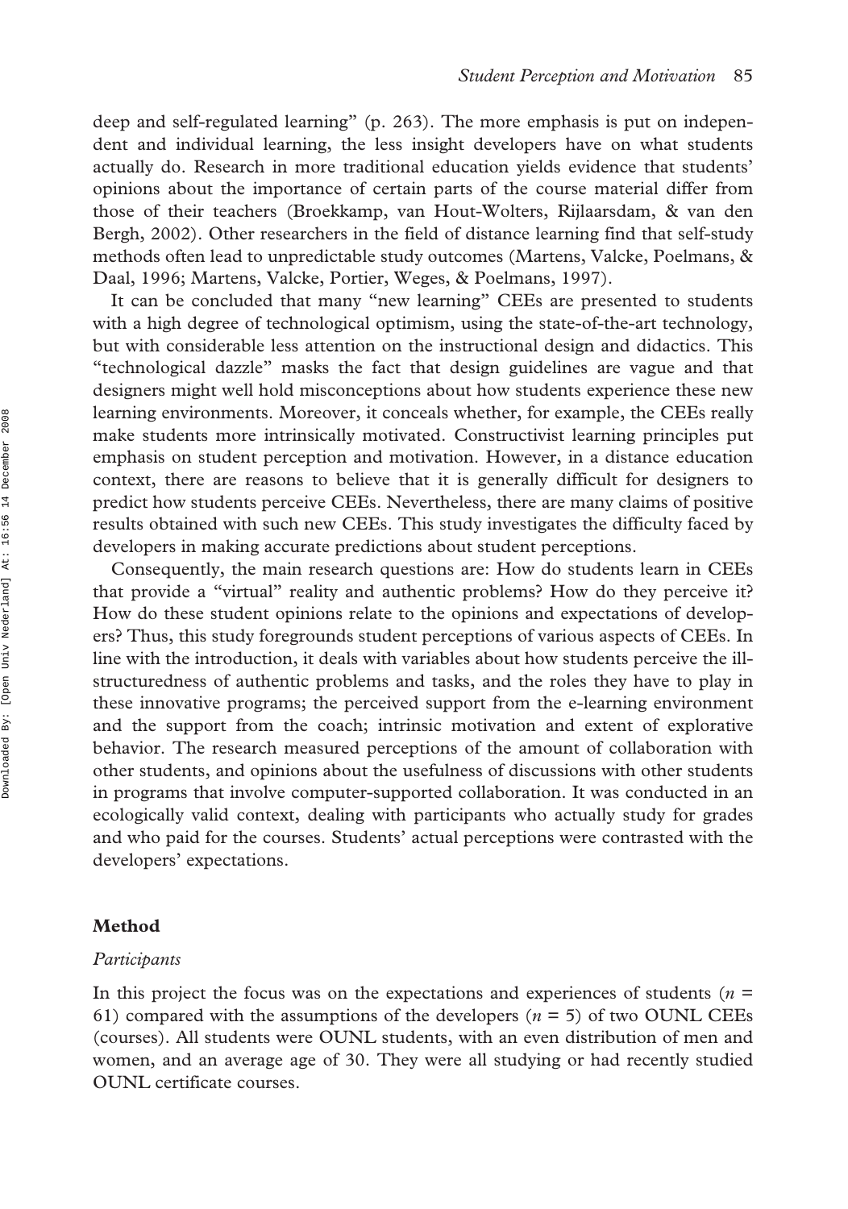deep and self-regulated learning" (p. 263). The more emphasis is put on independent and individual learning, the less insight developers have on what students actually do. Research in more traditional education yields evidence that students' opinions about the importance of certain parts of the course material differ from those of their teachers (Broekkamp, van Hout-Wolters, Rijlaarsdam, & van den Bergh, 2002). Other researchers in the field of distance learning find that self-study methods often lead to unpredictable study outcomes (Martens, Valcke, Poelmans, & Daal, 1996; Martens, Valcke, Portier, Weges, & Poelmans, 1997).

It can be concluded that many "new learning" CEEs are presented to students with a high degree of technological optimism, using the state-of-the-art technology, but with considerable less attention on the instructional design and didactics. This "technological dazzle" masks the fact that design guidelines are vague and that designers might well hold misconceptions about how students experience these new learning environments. Moreover, it conceals whether, for example, the CEEs really make students more intrinsically motivated. Constructivist learning principles put emphasis on student perception and motivation. However, in a distance education context, there are reasons to believe that it is generally difficult for designers to predict how students perceive CEEs. Nevertheless, there are many claims of positive results obtained with such new CEEs. This study investigates the difficulty faced by developers in making accurate predictions about student perceptions.

Consequently, the main research questions are: How do students learn in CEEs that provide a "virtual" reality and authentic problems? How do they perceive it? How do these student opinions relate to the opinions and expectations of developers? Thus, this study foregrounds student perceptions of various aspects of CEEs. In line with the introduction, it deals with variables about how students perceive the ill-structuredness of authentic problems and tasks, and the roles they have to play in these innovative programs; the perceived support from the e-learning environment and the support from the coach; intrinsic motivation and extent of explorative behavior. The research measured perceptions of the amount of collaboration with other students, and opinions about the usefulness of discussions with other students in programs that involve computer-supported collaboration. It was conducted in an ecologically valid context, dealing with participants who actually study for grades and who paid for the courses. Students' actual perceptions were contrasted with the developers' expectations.

## Method

### *Participants*

In this project the focus was on the expectations and experiences of students ($n$ = 61) compared with the assumptions of the developers ($n$ = 5) of two OUNL CEEs (courses). All students were OUNL students, with an even distribution of men and women, and an average age of 30. They were all studying or had recently studied OUNL certificate courses.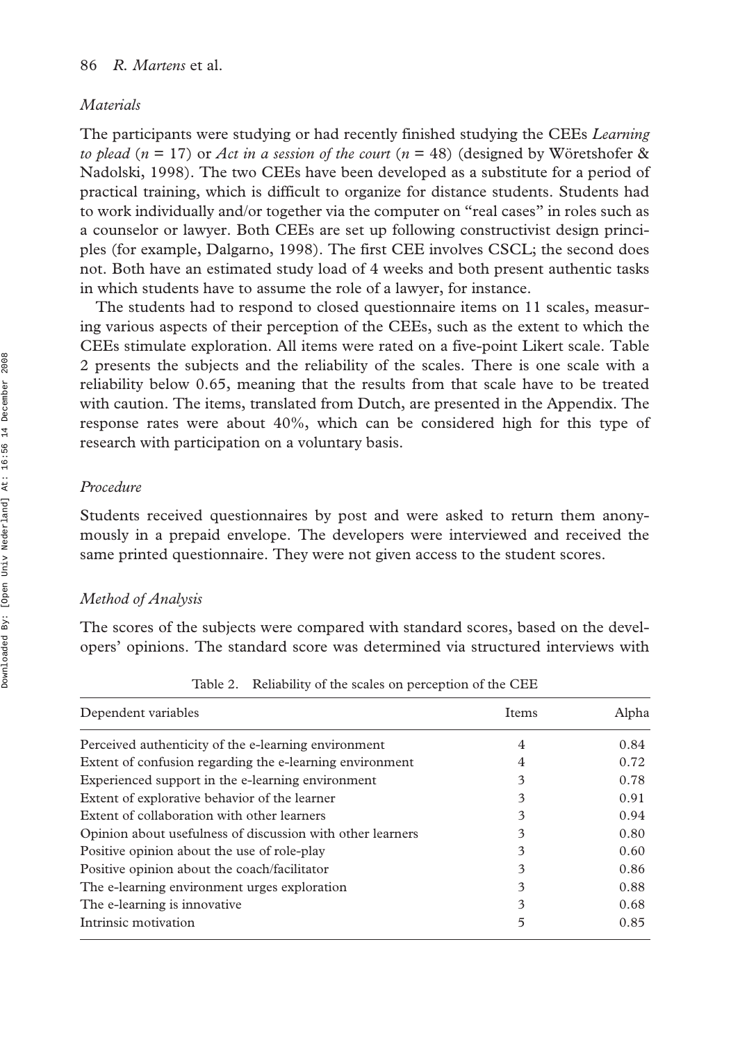### *Materials*

The participants were studying or had recently finished studying the CEEs *Learning to plead* ($n$ = 17) or *Act in a session of the court* ($n$ = 48) (designed by Wöretshofer & Nadolski, 1998). The two CEEs have been developed as a substitute for a period of practical training, which is difficult to organize for distance students. Students had to work individually and/or together via the computer on "real cases" in roles such as a counselor or lawyer. Both CEEs are set up following constructivist design principles (for example, Dalgarno, 1998). The first CEE involves CSCL; the second does not. Both have an estimated study load of 4 weeks and both present authentic tasks in which students have to assume the role of a lawyer, for instance.

The students had to respond to closed questionnaire items on 11 scales, measuring various aspects of their perception of the CEEs, such as the extent to which the CEEs stimulate exploration. All items were rated on a five-point Likert scale. Table 2 presents the subjects and the reliability of the scales. There is one scale with a reliability below 0.65, meaning that the results from that scale have to be treated with caution. The items, translated from Dutch, are presented in the Appendix. The response rates were about 40%, which can be considered high for this type of research with participation on a voluntary basis.

### *Procedure*

Students received questionnaires by post and were asked to return them anonymously in a prepaid envelope. The developers were interviewed and received the same printed questionnaire. They were not given access to the student scores.

### *Method of Analysis*

The scores of the subjects were compared with standard scores, based on the developers' opinions. The standard score was determined via structured interviews with

Table 2. Reliability of the scales on perception of the CEE

| Dependent variables | Items | Alpha |
|---|---|---|
| Perceived authenticity of the e-learning environment | 4 | 0.84 |
| Extent of confusion regarding the e-learning environment | 4 | 0.72 |
| Experienced support in the e-learning environment | 3 | 0.78 |
| Extent of explorative behavior of the learner | 3 | 0.91 |
| Extent of collaboration with other learners | 3 | 0.94 |
| Opinion about usefulness of discussion with other learners | 3 | 0.80 |
| Positive opinion about the use of role-play | 3 | 0.60 |
| Positive opinion about the coach/facilitator | 3 | 0.86 |
| The e-learning environment urges exploration | 3 | 0.88 |
| The e-learning is innovative | 3 | 0.68 |
| Intrinsic motivation | 5 | 0.85 |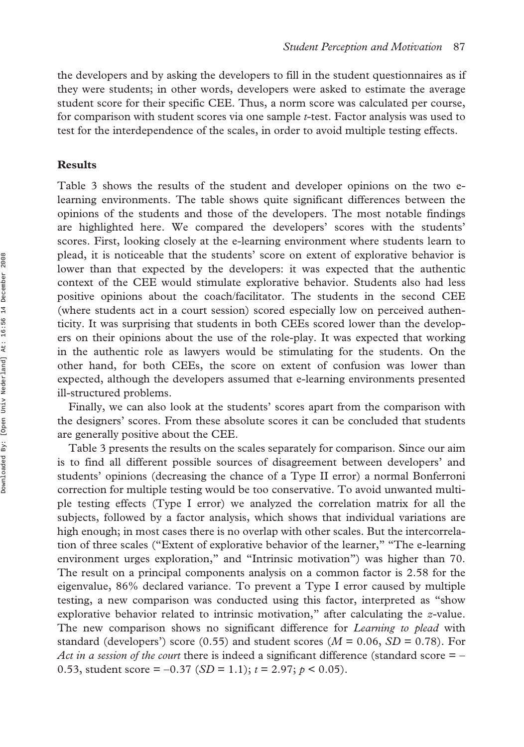the developers and by asking the developers to fill in the student questionnaires as if they were students; in other words, developers were asked to estimate the average student score for their specific CEE. Thus, a norm score was calculated per course, for comparison with student scores via one sample *t*-test. Factor analysis was used to test for the interdependence of the scales, in order to avoid multiple testing effects.

## Results

Table 3 shows the results of the student and developer opinions on the two e-learning environments. The table shows quite significant differences between the opinions of the students and those of the developers. The most notable findings are highlighted here. We compared the developers' scores with the students' scores. First, looking closely at the e-learning environment where students learn to plead, it is noticeable that the students' score on extent of explorative behavior is lower than that expected by the developers: it was expected that the authentic context of the CEE would stimulate explorative behavior. Students also had less positive opinions about the coach/facilitator. The students in the second CEE (where students act in a court session) scored especially low on perceived authenticity. It was surprising that students in both CEEs scored lower than the developers on their opinions about the use of the role-play. It was expected that working in the authentic role as lawyers would be stimulating for the students. On the other hand, for both CEEs, the score on extent of confusion was lower than expected, although the developers assumed that e-learning environments presented ill-structured problems.

Finally, we can also look at the students' scores apart from the comparison with the designers' scores. From these absolute scores it can be concluded that students are generally positive about the CEE.

Table 3 presents the results on the scales separately for comparison. Since our aim is to find all different possible sources of disagreement between developers' and students' opinions (decreasing the chance of a Type II error) a normal Bonferroni correction for multiple testing would be too conservative. To avoid unwanted multiple testing effects (Type I error) we analyzed the correlation matrix for all the subjects, followed by a factor analysis, which shows that individual variations are high enough; in most cases there is no overlap with other scales. But the intercorrelation of three scales ("Extent of explorative behavior of the learner," "The e-learning environment urges exploration," and "Intrinsic motivation") was higher than 70. The result on a principal components analysis on a common factor is 2.58 for the eigenvalue, 86% declared variance. To prevent a Type I error caused by multiple testing, a new comparison was conducted using this factor, interpreted as "show explorative behavior related to intrinsic motivation," after calculating the *z*-value. The new comparison shows no significant difference for *Learning to plead* with standard (developers') score (0.55) and student scores ($M = 0.06$, $SD = 0.78$). For *Act in a session of the court* there is indeed a significant difference (standard score = −0.53, student score = −0.37 ($SD = 1.1$); $t = 2.97$; $p < 0.05$).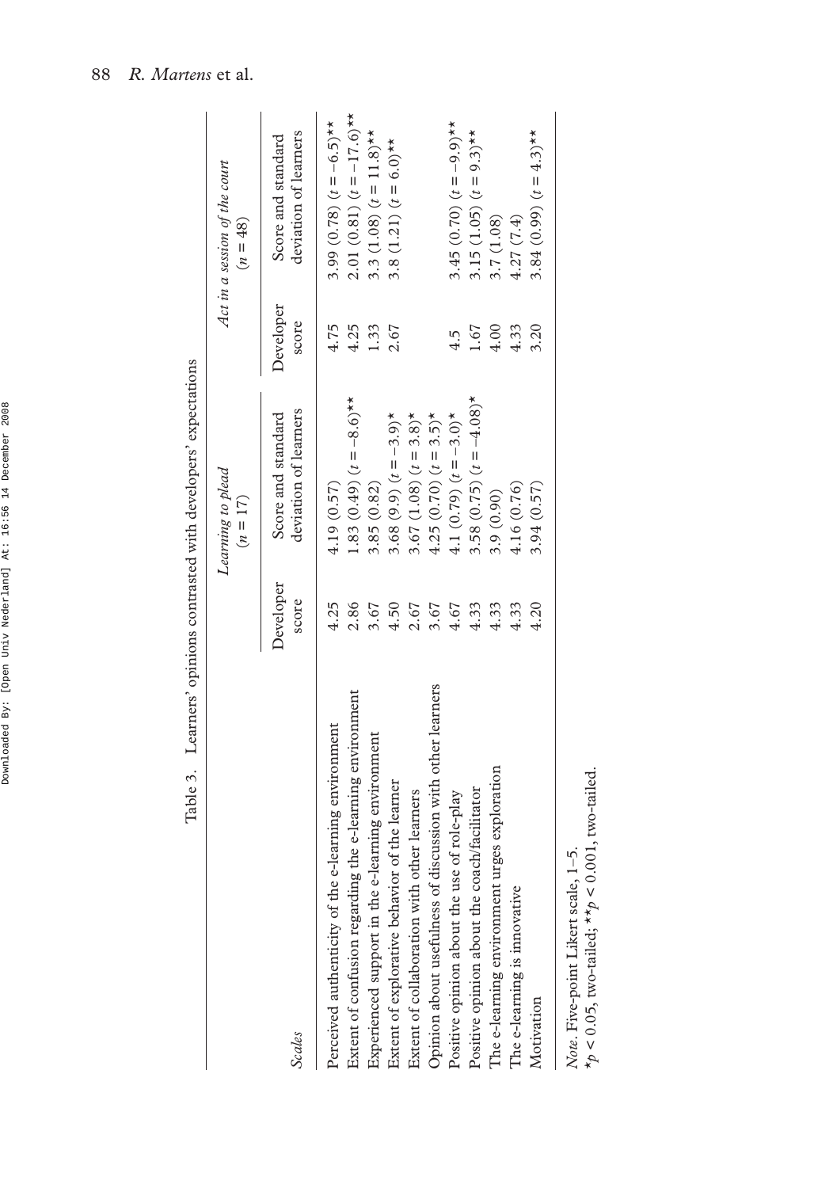Table 3. Learners' opinions contrasted with developers' expectations

| *Scales* | *Learning to plead* ($n = 17$) | | *Act in a session of the court* ($n = 48$) | |
|---|---|---|---|---|
| | Developer score | Score and standard deviation of learners | Developer score | Score and standard deviation of learners |
| Perceived authenticity of the e-learning environment | 4.25 | 4.19 (0.57) | 4.75 | 3.99 (0.78) ($t = -6.5$)** |
| Extent of confusion regarding the e-learning environment | 2.86 | 1.83 (0.49) ($t = -8.6$)** | 4.25 | 2.01 (0.81) ($t = -17.6$)** |
| Experienced support in the e-learning environment | 3.67 | 3.85 (0.82) | 1.33 | 3.3 (1.08) ($t = 11.8$)** |
| Extent of explorative behavior of the learner | 4.50 | 3.68 (9.9) ($t = -3.9$)* | 2.67 | 3.8 (1.21) ($t = 6.0$)** |
| Extent of collaboration with other learners | 2.67 | 3.67 (1.08) ($t = 3.8$)* | | |
| Opinion about usefulness of discussion with other learners | 3.67 | 4.25 (0.70) ($t = 3.5$)* | | |
| Positive opinion about the use of role-play | 4.67 | 4.1 (0.79) ($t = -3.0$)* | 4.5 | 3.45 (0.70) ($t = -9.9$)** |
| Positive opinion about the coach/facilitator | 4.33 | 3.58 (0.75) ($t = -4.08$)* | 1.67 | 3.15 (1.05) ($t = 9.3$)** |
| The e-learning environment urges exploration | 4.33 | 3.9 (0.90) | 4.00 | 3.7 (1.08) |
| The e-learning is innovative | 4.33 | 4.16 (0.76) | 4.33 | 4.27 (7.4) |
| Motivation | 4.20 | 3.94 (0.57) | 3.20 | 3.84 (0.99) ($t = 4.3$)** |

*Note*. Five-point Likert scale, 1–5.
*$p < 0.05$, two-tailed; **$p < 0.001$, two-tailed.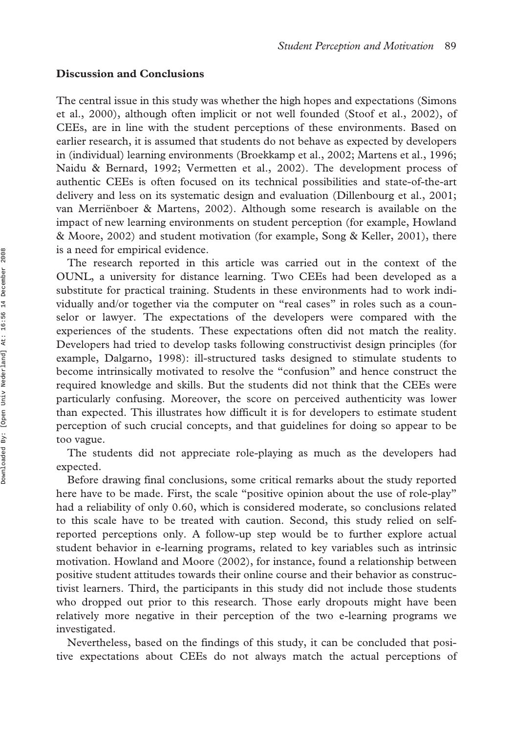## Discussion and Conclusions

The central issue in this study was whether the high hopes and expectations (Simons et al., 2000), although often implicit or not well founded (Stoof et al., 2002), of CEEs, are in line with the student perceptions of these environments. Based on earlier research, it is assumed that students do not behave as expected by developers in (individual) learning environments (Broekkamp et al., 2002; Martens et al., 1996; Naidu & Bernard, 1992; Vermetten et al., 2002). The development process of authentic CEEs is often focused on its technical possibilities and state-of-the-art delivery and less on its systematic design and evaluation (Dillenbourg et al., 2001; van Merriënboer & Martens, 2002). Although some research is available on the impact of new learning environments on student perception (for example, Howland & Moore, 2002) and student motivation (for example, Song & Keller, 2001), there is a need for empirical evidence.

The research reported in this article was carried out in the context of the OUNL, a university for distance learning. Two CEEs had been developed as a substitute for practical training. Students in these environments had to work individually and/or together via the computer on "real cases" in roles such as a counselor or lawyer. The expectations of the developers were compared with the experiences of the students. These expectations often did not match the reality. Developers had tried to develop tasks following constructivist design principles (for example, Dalgarno, 1998): ill-structured tasks designed to stimulate students to become intrinsically motivated to resolve the "confusion" and hence construct the required knowledge and skills. But the students did not think that the CEEs were particularly confusing. Moreover, the score on perceived authenticity was lower than expected. This illustrates how difficult it is for developers to estimate student perception of such crucial concepts, and that guidelines for doing so appear to be too vague.

The students did not appreciate role-playing as much as the developers had expected.

Before drawing final conclusions, some critical remarks about the study reported here have to be made. First, the scale "positive opinion about the use of role-play" had a reliability of only 0.60, which is considered moderate, so conclusions related to this scale have to be treated with caution. Second, this study relied on self-reported perceptions only. A follow-up step would be to further explore actual student behavior in e-learning programs, related to key variables such as intrinsic motivation. Howland and Moore (2002), for instance, found a relationship between positive student attitudes towards their online course and their behavior as constructivist learners. Third, the participants in this study did not include those students who dropped out prior to this research. Those early dropouts might have been relatively more negative in their perception of the two e-learning programs we investigated.

Nevertheless, based on the findings of this study, it can be concluded that positive expectations about CEEs do not always match the actual perceptions of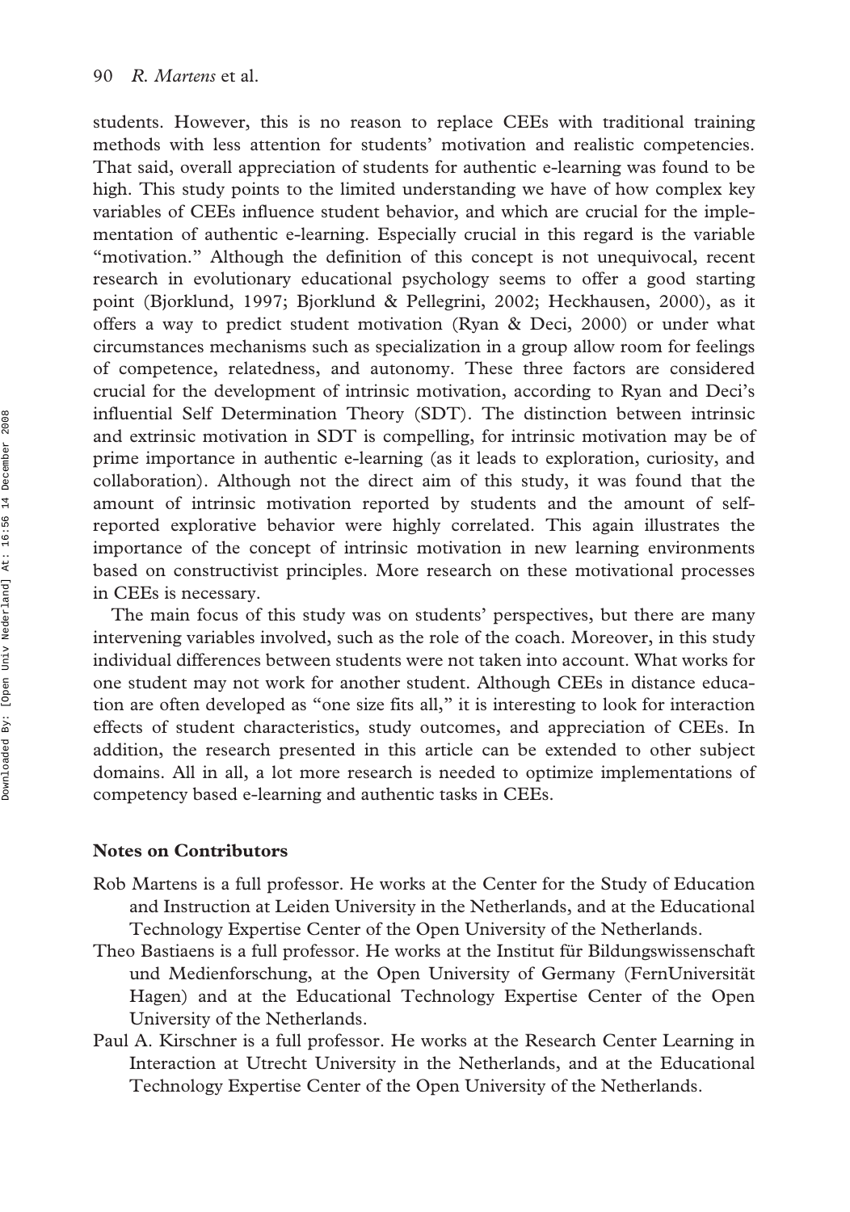students. However, this is no reason to replace CEEs with traditional training methods with less attention for students' motivation and realistic competencies. That said, overall appreciation of students for authentic e-learning was found to be high. This study points to the limited understanding we have of how complex key variables of CEEs influence student behavior, and which are crucial for the implementation of authentic e-learning. Especially crucial in this regard is the variable "motivation." Although the definition of this concept is not unequivocal, recent research in evolutionary educational psychology seems to offer a good starting point (Bjorklund, 1997; Bjorklund & Pellegrini, 2002; Heckhausen, 2000), as it offers a way to predict student motivation (Ryan & Deci, 2000) or under what circumstances mechanisms such as specialization in a group allow room for feelings of competence, relatedness, and autonomy. These three factors are considered crucial for the development of intrinsic motivation, according to Ryan and Deci's influential Self Determination Theory (SDT). The distinction between intrinsic and extrinsic motivation in SDT is compelling, for intrinsic motivation may be of prime importance in authentic e-learning (as it leads to exploration, curiosity, and collaboration). Although not the direct aim of this study, it was found that the amount of intrinsic motivation reported by students and the amount of self-reported explorative behavior were highly correlated. This again illustrates the importance of the concept of intrinsic motivation in new learning environments based on constructivist principles. More research on these motivational processes in CEEs is necessary.

The main focus of this study was on students' perspectives, but there are many intervening variables involved, such as the role of the coach. Moreover, in this study individual differences between students were not taken into account. What works for one student may not work for another student. Although CEEs in distance education are often developed as "one size fits all," it is interesting to look for interaction effects of student characteristics, study outcomes, and appreciation of CEEs. In addition, the research presented in this article can be extended to other subject domains. All in all, a lot more research is needed to optimize implementations of competency based e-learning and authentic tasks in CEEs.

## Notes on Contributors

Rob Martens is a full professor. He works at the Center for the Study of Education and Instruction at Leiden University in the Netherlands, and at the Educational Technology Expertise Center of the Open University of the Netherlands.

Theo Bastiaens is a full professor. He works at the Institut für Bildungswissenschaft und Medienforschung, at the Open University of Germany (FernUniversität Hagen) and at the Educational Technology Expertise Center of the Open University of the Netherlands.

Paul A. Kirschner is a full professor. He works at the Research Center Learning in Interaction at Utrecht University in the Netherlands, and at the Educational Technology Expertise Center of the Open University of the Netherlands.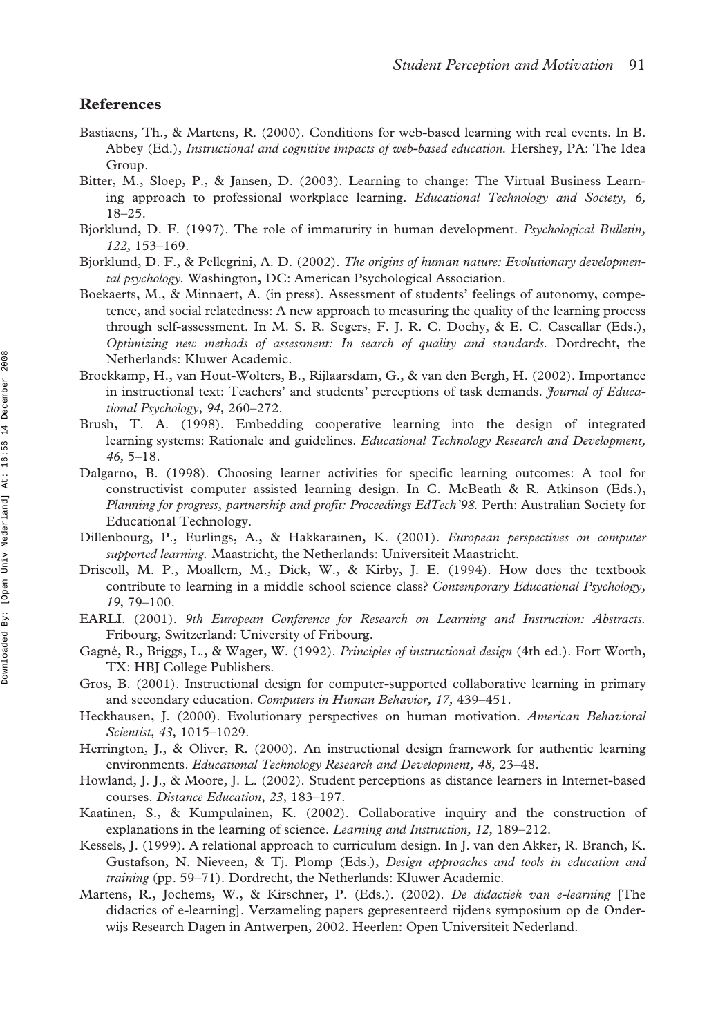## References

Bastiaens, Th., & Martens, R. (2000). Conditions for web-based learning with real events. In B. Abbey (Ed.), *Instructional and cognitive impacts of web-based education.* Hershey, PA: The Idea Group.

Bitter, M., Sloep, P., & Jansen, D. (2003). Learning to change: The Virtual Business Learning approach to professional workplace learning. *Educational Technology and Society, 6,* 18–25.

Bjorklund, D. F. (1997). The role of immaturity in human development. *Psychological Bulletin, 122,* 153–169.

Bjorklund, D. F., & Pellegrini, A. D. (2002). *The origins of human nature: Evolutionary developmental psychology.* Washington, DC: American Psychological Association.

Boekaerts, M., & Minnaert, A. (in press). Assessment of students' feelings of autonomy, competence, and social relatedness: A new approach to measuring the quality of the learning process through self-assessment. In M. S. R. Segers, F. J. R. C. Dochy, & E. C. Cascallar (Eds.), *Optimizing new methods of assessment: In search of quality and standards.* Dordrecht, the Netherlands: Kluwer Academic.

Broekkamp, H., van Hout-Wolters, B., Rijlaarsdam, G., & van den Bergh, H. (2002). Importance in instructional text: Teachers' and students' perceptions of task demands. *Journal of Educational Psychology, 94,* 260–272.

Brush, T. A. (1998). Embedding cooperative learning into the design of integrated learning systems: Rationale and guidelines. *Educational Technology Research and Development, 46,* 5–18.

Dalgarno, B. (1998). Choosing learner activities for specific learning outcomes: A tool for constructivist computer assisted learning design. In C. McBeath & R. Atkinson (Eds.), *Planning for progress, partnership and profit: Proceedings EdTech'98.* Perth: Australian Society for Educational Technology.

Dillenbourg, P., Eurlings, A., & Hakkarainen, K. (2001). *European perspectives on computer supported learning.* Maastricht, the Netherlands: Universiteit Maastricht.

Driscoll, M. P., Moallem, M., Dick, W., & Kirby, J. E. (1994). How does the textbook contribute to learning in a middle school science class? *Contemporary Educational Psychology, 19,* 79–100.

EARLI. (2001). *9th European Conference for Research on Learning and Instruction: Abstracts.* Fribourg, Switzerland: University of Fribourg.

Gagné, R., Briggs, L., & Wager, W. (1992). *Principles of instructional design* (4th ed.). Fort Worth, TX: HBJ College Publishers.

Gros, B. (2001). Instructional design for computer-supported collaborative learning in primary and secondary education. *Computers in Human Behavior, 17,* 439–451.

Heckhausen, J. (2000). Evolutionary perspectives on human motivation. *American Behavioral Scientist, 43,* 1015–1029.

Herrington, J., & Oliver, R. (2000). An instructional design framework for authentic learning environments. *Educational Technology Research and Development, 48,* 23–48.

Howland, J. J., & Moore, J. L. (2002). Student perceptions as distance learners in Internet-based courses. *Distance Education, 23,* 183–197.

Kaatinen, S., & Kumpulainen, K. (2002). Collaborative inquiry and the construction of explanations in the learning of science. *Learning and Instruction, 12,* 189–212.

Kessels, J. (1999). A relational approach to curriculum design. In J. van den Akker, R. Branch, K. Gustafson, N. Nieveen, & Tj. Plomp (Eds.), *Design approaches and tools in education and training* (pp. 59–71). Dordrecht, the Netherlands: Kluwer Academic.

Martens, R., Jochems, W., & Kirschner, P. (Eds.). (2002). *De didactiek van e-learning* [The didactics of e-learning]. Verzameling papers gepresenteerd tijdens symposium op de Onderwijs Research Dagen in Antwerpen, 2002. Heerlen: Open Universiteit Nederland.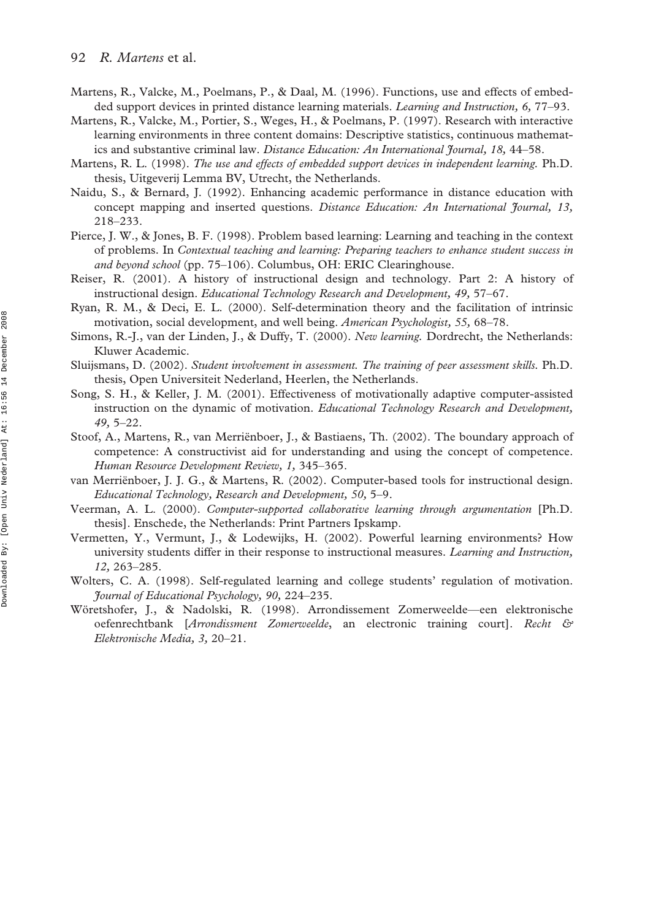Martens, R., Valcke, M., Poelmans, P., & Daal, M. (1996). Functions, use and effects of embedded support devices in printed distance learning materials. *Learning and Instruction, 6,* 77–93.

Martens, R., Valcke, M., Portier, S., Weges, H., & Poelmans, P. (1997). Research with interactive learning environments in three content domains: Descriptive statistics, continuous mathematics and substantive criminal law. *Distance Education: An International Journal, 18,* 44–58.

Martens, R. L. (1998). *The use and effects of embedded support devices in independent learning.* Ph.D. thesis, Uitgeverij Lemma BV, Utrecht, the Netherlands.

Naidu, S., & Bernard, J. (1992). Enhancing academic performance in distance education with concept mapping and inserted questions. *Distance Education: An International Journal, 13,* 218–233.

Pierce, J. W., & Jones, B. F. (1998). Problem based learning: Learning and teaching in the context of problems. In *Contextual teaching and learning: Preparing teachers to enhance student success in and beyond school* (pp. 75–106). Columbus, OH: ERIC Clearinghouse.

Reiser, R. (2001). A history of instructional design and technology. Part 2: A history of instructional design. *Educational Technology Research and Development, 49,* 57–67.

Ryan, R. M., & Deci, E. L. (2000). Self-determination theory and the facilitation of intrinsic motivation, social development, and well being. *American Psychologist, 55,* 68–78.

Simons, R.-J., van der Linden, J., & Duffy, T. (2000). *New learning.* Dordrecht, the Netherlands: Kluwer Academic.

Sluijsmans, D. (2002). *Student involvement in assessment. The training of peer assessment skills.* Ph.D. thesis, Open Universiteit Nederland, Heerlen, the Netherlands.

Song, S. H., & Keller, J. M. (2001). Effectiveness of motivationally adaptive computer-assisted instruction on the dynamic of motivation. *Educational Technology Research and Development, 49,* 5–22.

Stoof, A., Martens, R., van Merriënboer, J., & Bastiaens, Th. (2002). The boundary approach of competence: A constructivist aid for understanding and using the concept of competence. *Human Resource Development Review, 1,* 345–365.

van Merriënboer, J. J. G., & Martens, R. (2002). Computer-based tools for instructional design. *Educational Technology, Research and Development, 50,* 5–9.

Veerman, A. L. (2000). *Computer-supported collaborative learning through argumentation* [Ph.D. thesis]. Enschede, the Netherlands: Print Partners Ipskamp.

Vermetten, Y., Vermunt, J., & Lodewijks, H. (2002). Powerful learning environments? How university students differ in their response to instructional measures. *Learning and Instruction, 12,* 263–285.

Wolters, C. A. (1998). Self-regulated learning and college students' regulation of motivation. *Journal of Educational Psychology, 90,* 224–235.

Wöretshofer, J., & Nadolski, R. (1998). Arrondissement Zomerweelde—een elektronische oefenrechtbank [*Arrondissment Zomerweelde*, an electronic training court]. *Recht & Elektronische Media, 3,* 20–21.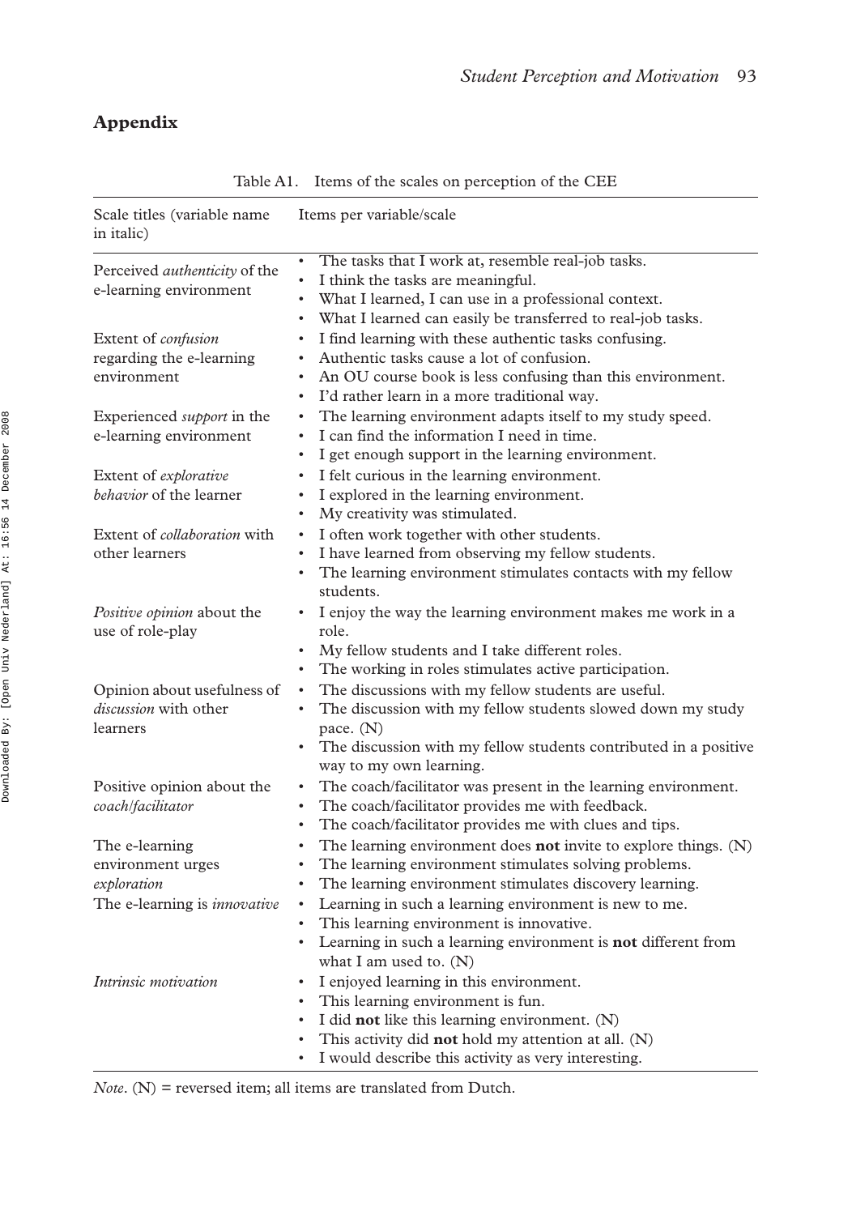## Appendix

Table A1. Items of the scales on perception of the CEE

| Scale titles (variable name in italic) | Items per variable/scale |
|---|---|
| Perceived *authenticity* of the e-learning environment | • The tasks that I work at, resemble real-job tasks.<br>• I think the tasks are meaningful.<br>• What I learned, I can use in a professional context.<br>• What I learned can easily be transferred to real-job tasks. |
| Extent of *confusion* regarding the e-learning environment | • I find learning with these authentic tasks confusing.<br>• Authentic tasks cause a lot of confusion.<br>• An OU course book is less confusing than this environment.<br>• I'd rather learn in a more traditional way. |
| Experienced *support* in the e-learning environment | • The learning environment adapts itself to my study speed.<br>• I can find the information I need in time.<br>• I get enough support in the learning environment. |
| Extent of *explorative behavior* of the learner | • I felt curious in the learning environment.<br>• I explored in the learning environment.<br>• My creativity was stimulated. |
| Extent of *collaboration* with other learners | • I often work together with other students.<br>• I have learned from observing my fellow students.<br>• The learning environment stimulates contacts with my fellow students. |
| *Positive opinion* about the use of role-play | • I enjoy the way the learning environment makes me work in a role.<br>• My fellow students and I take different roles.<br>• The working in roles stimulates active participation. |
| Opinion about usefulness of *discussion* with other learners | • The discussions with my fellow students are useful.<br>• The discussion with my fellow students slowed down my study pace. (N)<br>• The discussion with my fellow students contributed in a positive way to my own learning. |
| Positive opinion about the *coach/facilitator* | • The coach/facilitator was present in the learning environment.<br>• The coach/facilitator provides me with feedback.<br>• The coach/facilitator provides me with clues and tips. |
| The e-learning environment urges *exploration* | • The learning environment does **not** invite to explore things. (N)<br>• The learning environment stimulates solving problems.<br>• The learning environment stimulates discovery learning. |
| The e-learning is *innovative* | • Learning in such a learning environment is new to me.<br>• This learning environment is innovative.<br>• Learning in such a learning environment is **not** different from what I am used to. (N) |
| *Intrinsic motivation* | • I enjoyed learning in this environment.<br>• This learning environment is fun.<br>• I did **not** like this learning environment. (N)<br>• This activity did **not** hold my attention at all. (N)<br>• I would describe this activity as very interesting. |

*Note*. (N) = reversed item; all items are translated from Dutch.